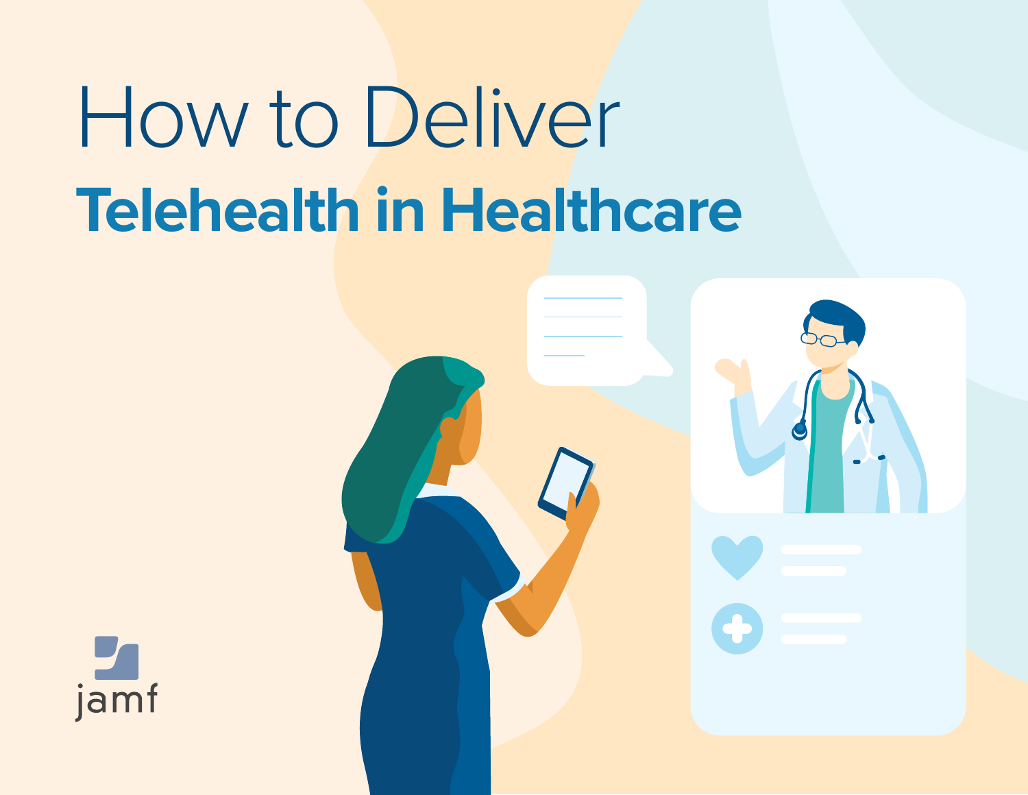# How to Deliver Telehealth in Healthcare

jamf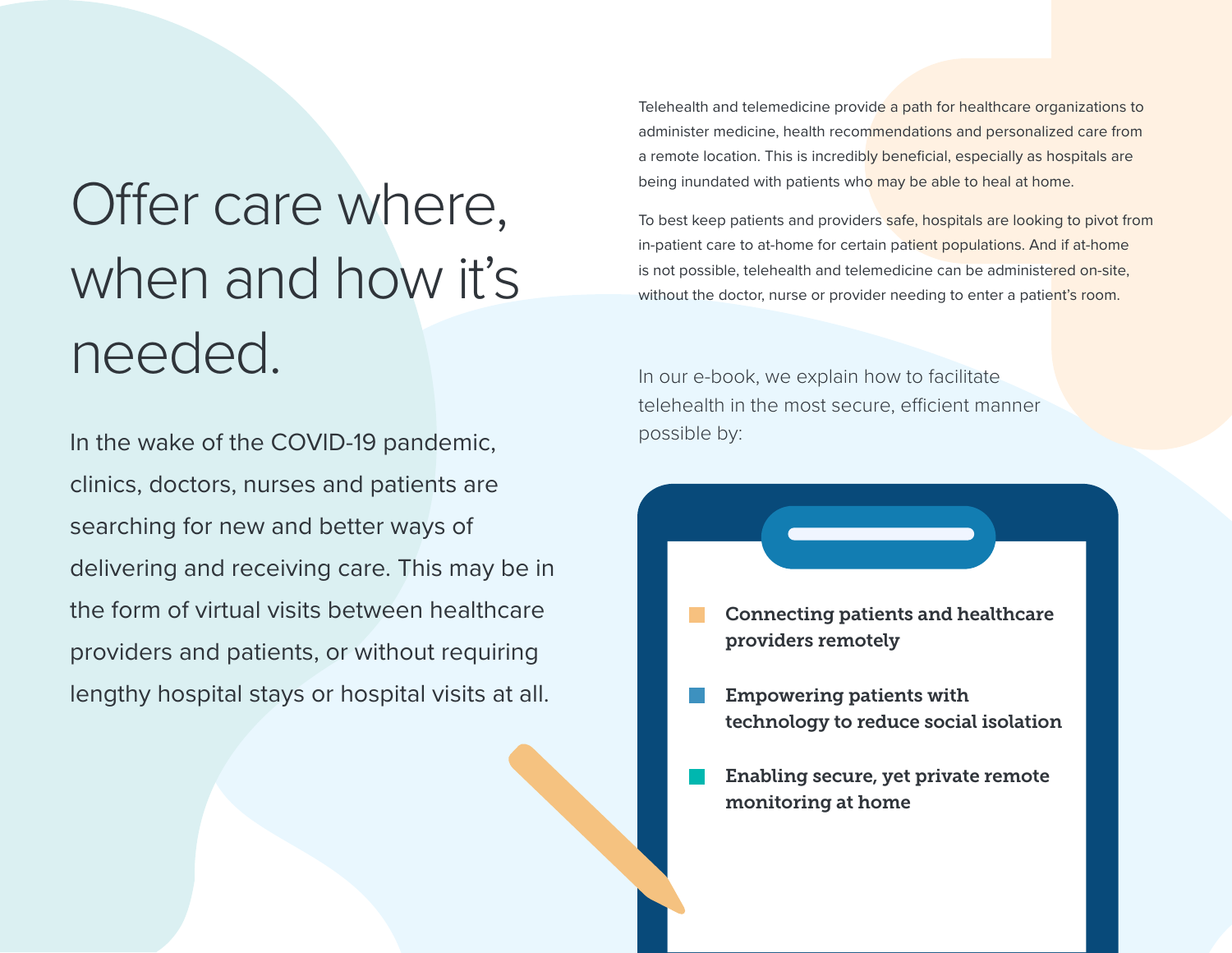# Offer care where, when and how it's needed.

In the wake of the COVID-19 pandemic, clinics, doctors, nurses and patients are searching for new and better ways of delivering and receiving care. This may be in the form of virtual visits between healthcare providers and patients, or without requiring lengthy hospital stays or hospital visits at all.

Telehealth and telemedicine provide a path for healthcare organizations to administer medicine, health recommendations and personalized care from a remote location. This is incredibly beneficial, especially as hospitals are being inundated with patients who may be able to heal at home.

To best keep patients and providers safe, hospitals are looking to pivot from in-patient care to at-home for certain patient populations. And if at-home is not possible, telehealth and telemedicine can be administered on-site, without the doctor, nurse or provider needing to enter a patient's room.

In our e-book, we explain how to facilitate telehealth in the most secure, efficient manner possible by:

- **Connecting patients and healthcare providers remotely**
- **Empowering patients with technology to reduce social isolation**
- **Enabling secure, yet private remote monitoring at home**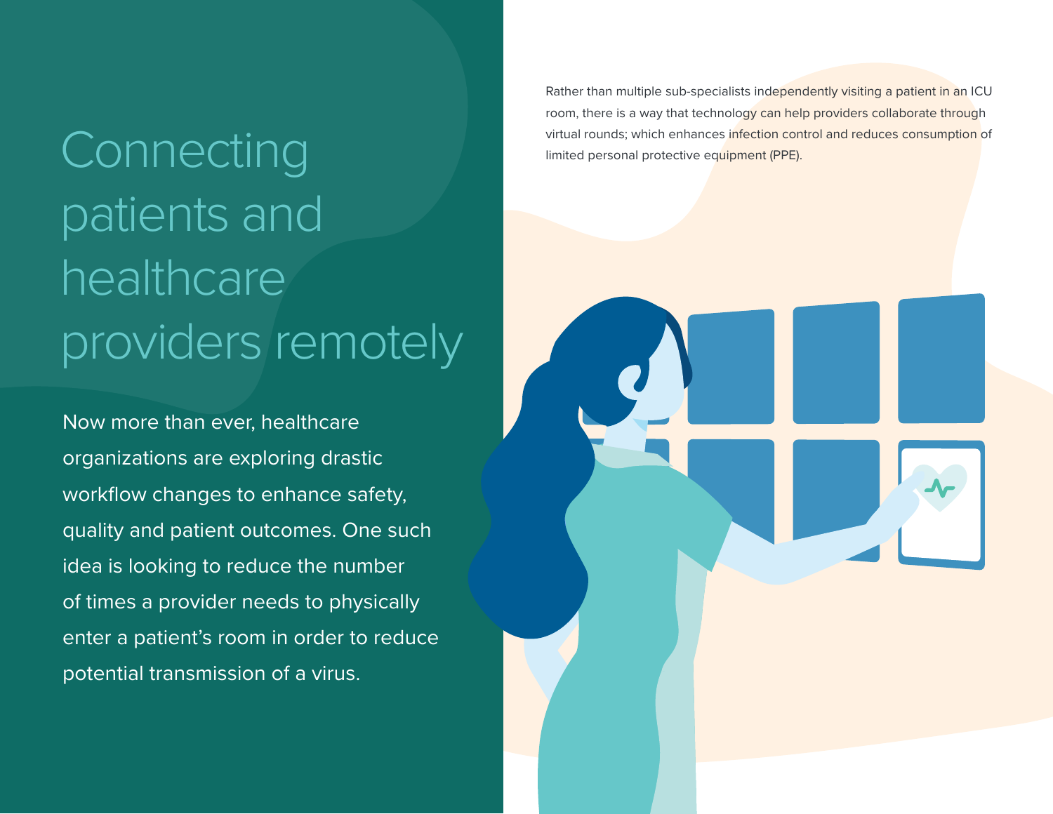# Connecting patients and healthcare providers remotely

Now more than ever, healthcare organizations are exploring drastic workflow changes to enhance safety, quality and patient outcomes. One such idea is looking to reduce the number of times a provider needs to physically enter a patient's room in order to reduce potential transmission of a virus.

Rather than multiple sub-specialists independently visiting a patient in an ICU room, there is a way that technology can help providers collaborate through virtual rounds; which enhances infection control and reduces consumption of limited personal protective equipment (PPE).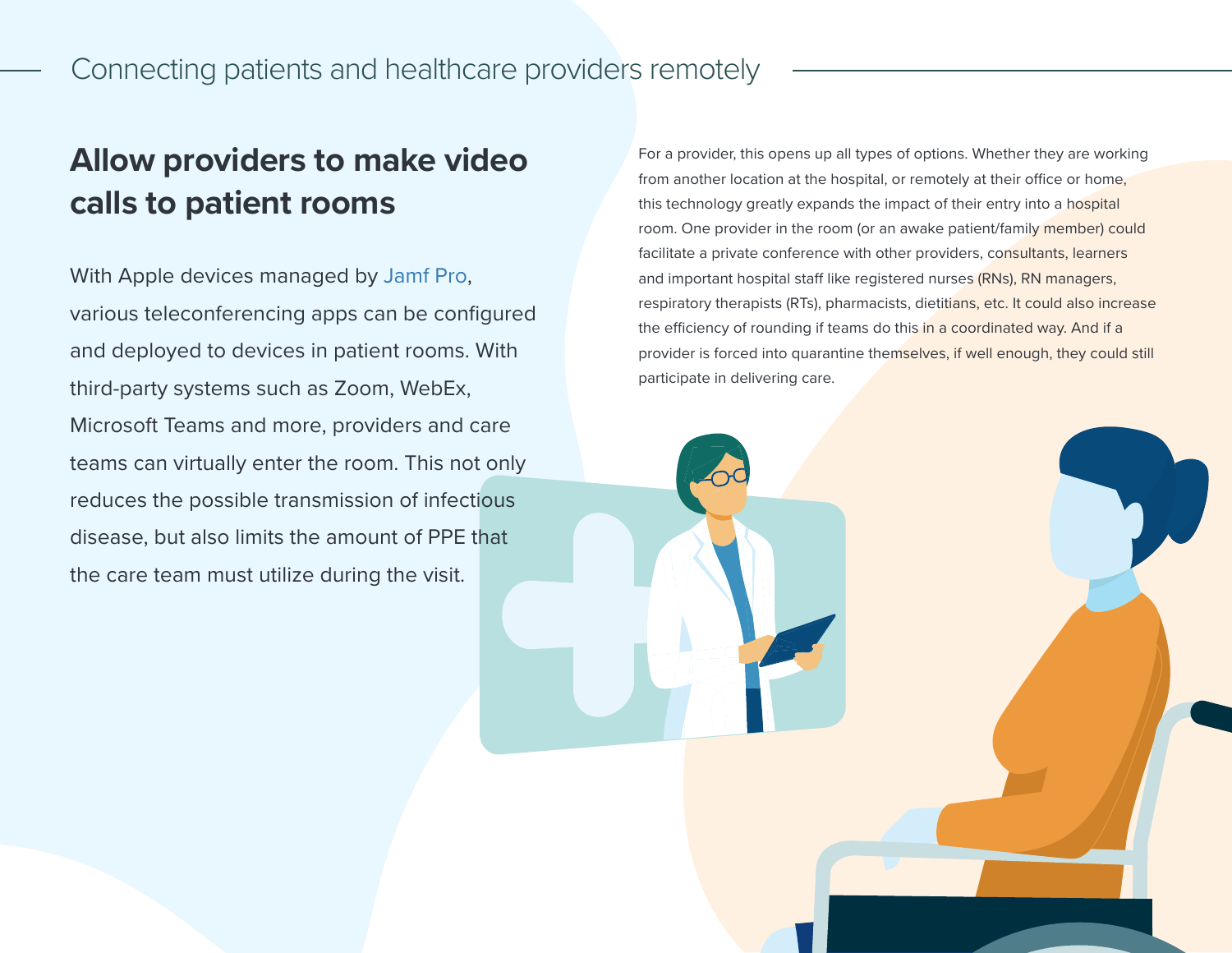Connecting patients and healthcare providers remotely

## Allow providers to make video calls to patient rooms

With Apple devices managed by Jamf Pro, various teleconferencing apps can be configured and deployed to devices in patient rooms. With third-party systems such as Zoom, WebEx, Microsoft Teams and more, providers and care teams can virtually enter the room. This not only reduces the possible transmission of infectious disease, but also limits the amount of PPE that the care team must utilize during the visit.

For a provider, this opens up all types of options. Whether they are working from another location at the hospital, or remotely at their office or home, this technology greatly expands the impact of their entry into a hospital room. One provider in the room (or an awake patient/family member) could facilitate a private conference with other providers, consultants, learners and important hospital staff like registered nurses (RNs), RN managers, respiratory therapists (RTs), pharmacists, dietitians, etc. It could also increase the efficiency of rounding if teams do this in a coordinated way. And if a provider is forced into quarantine themselves, if well enough, they could still participate in delivering care.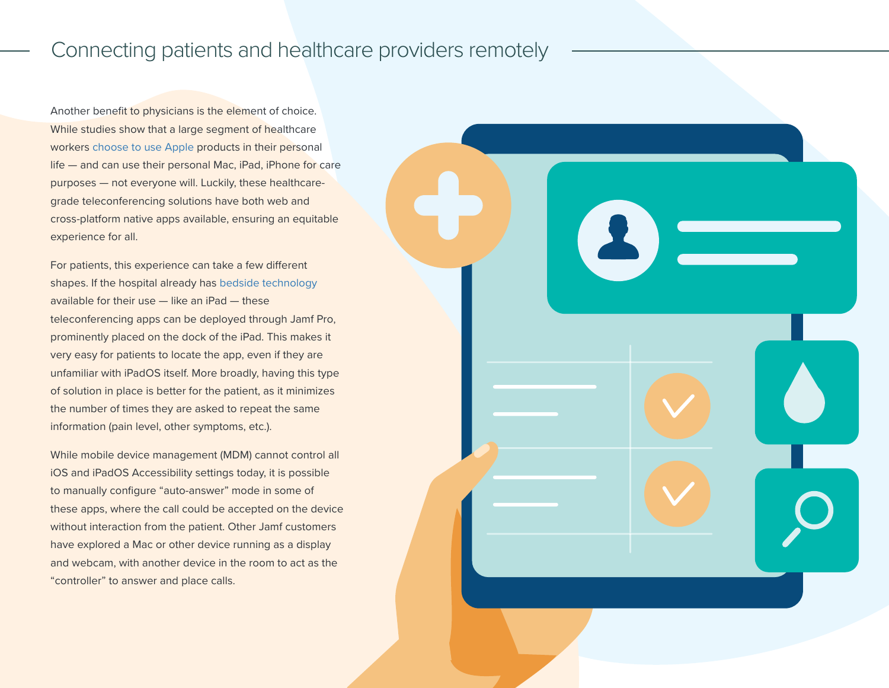## Connecting patients and healthcare providers remotely

Another benefit to physicians is the element of choice. While studies show that a large segment of healthcare workers choose to use Apple products in their personal life — and can use their personal Mac, iPad, iPhone for care purposes — not everyone will. Luckily, these healthcare-grade teleconferencing solutions have both web and cross-platform native apps available, ensuring an equitable experience for all.

For patients, this experience can take a few different shapes. If the hospital already has bedside technology available for their use — like an iPad — these teleconferencing apps can be deployed through Jamf Pro, prominently placed on the dock of the iPad. This makes it very easy for patients to locate the app, even if they are unfamiliar with iPadOS itself. More broadly, having this type of solution in place is better for the patient, as it minimizes the number of times they are asked to repeat the same information (pain level, other symptoms, etc.).

While mobile device management (MDM) cannot control all iOS and iPadOS Accessibility settings today, it is possible to manually configure "auto-answer" mode in some of these apps, where the call could be accepted on the device without interaction from the patient. Other Jamf customers have explored a Mac or other device running as a display and webcam, with another device in the room to act as the "controller" to answer and place calls.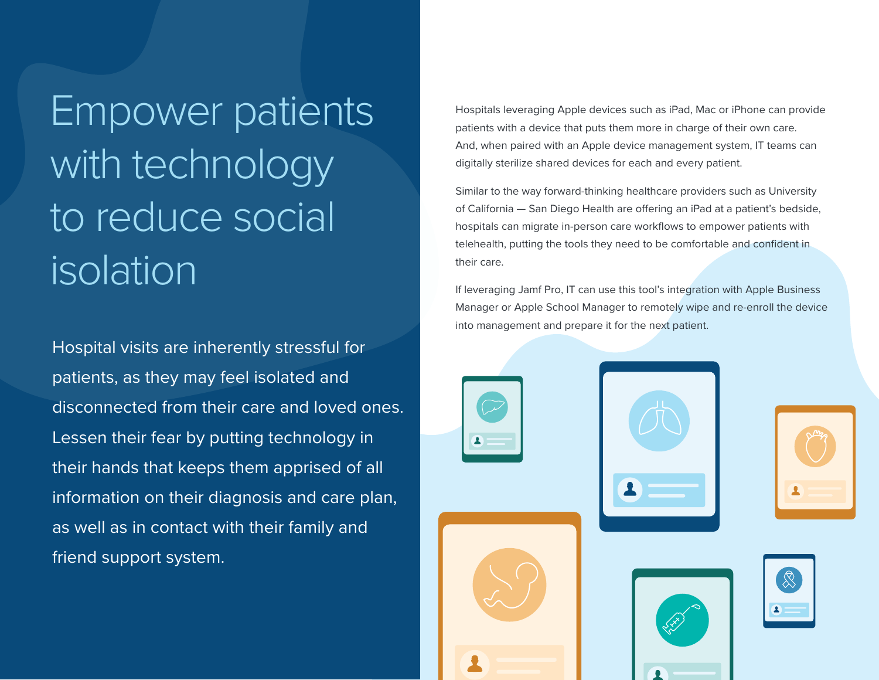# Empower patients with technology to reduce social isolation

Hospital visits are inherently stressful for patients, as they may feel isolated and disconnected from their care and loved ones. Lessen their fear by putting technology in their hands that keeps them apprised of all information on their diagnosis and care plan, as well as in contact with their family and friend support system.

Hospitals leveraging Apple devices such as iPad, Mac or iPhone can provide patients with a device that puts them more in charge of their own care. And, when paired with an Apple device management system, IT teams can digitally sterilize shared devices for each and every patient.

Similar to the way forward-thinking healthcare providers such as University of California — San Diego Health are offering an iPad at a patient's bedside, hospitals can migrate in-person care workflows to empower patients with telehealth, putting the tools they need to be comfortable and confident in their care.

If leveraging Jamf Pro, IT can use this tool's integration with Apple Business Manager or Apple School Manager to remotely wipe and re-enroll the device into management and prepare it for the next patient.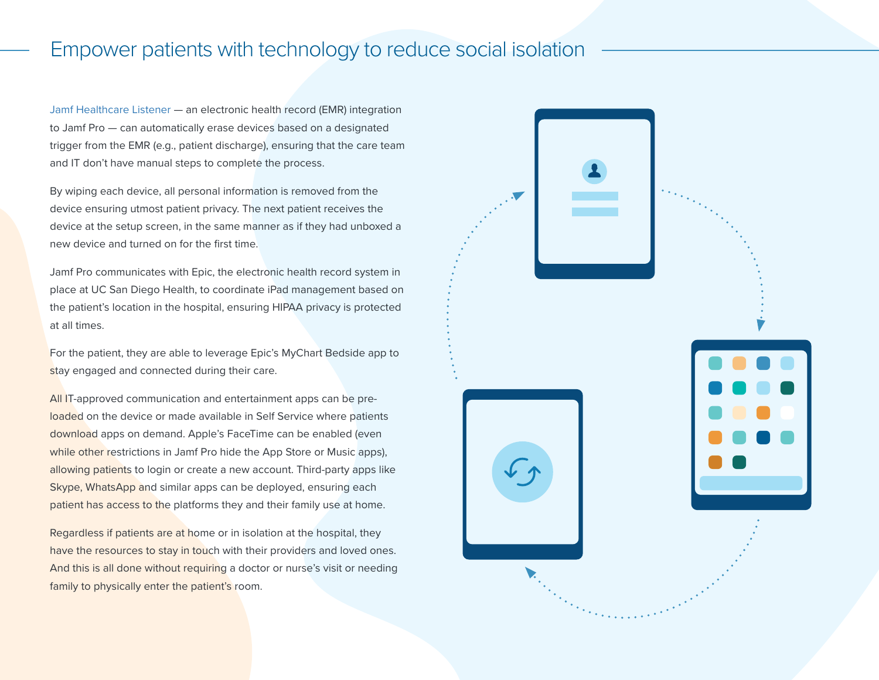# Empower patients with technology to reduce social isolation

Jamf Healthcare Listener — an electronic health record (EMR) integration to Jamf Pro — can automatically erase devices based on a designated trigger from the EMR (e.g., patient discharge), ensuring that the care team and IT don't have manual steps to complete the process.

By wiping each device, all personal information is removed from the device ensuring utmost patient privacy. The next patient receives the device at the setup screen, in the same manner as if they had unboxed a new device and turned on for the first time.

Jamf Pro communicates with Epic, the electronic health record system in place at UC San Diego Health, to coordinate iPad management based on the patient's location in the hospital, ensuring HIPAA privacy is protected at all times.

For the patient, they are able to leverage Epic's MyChart Bedside app to stay engaged and connected during their care.

All IT-approved communication and entertainment apps can be pre-loaded on the device or made available in Self Service where patients download apps on demand. Apple's FaceTime can be enabled (even while other restrictions in Jamf Pro hide the App Store or Music apps), allowing patients to login or create a new account. Third-party apps like Skype, WhatsApp and similar apps can be deployed, ensuring each patient has access to the platforms they and their family use at home.

Regardless if patients are at home or in isolation at the hospital, they have the resources to stay in touch with their providers and loved ones. And this is all done without requiring a doctor or nurse's visit or needing family to physically enter the patient's room.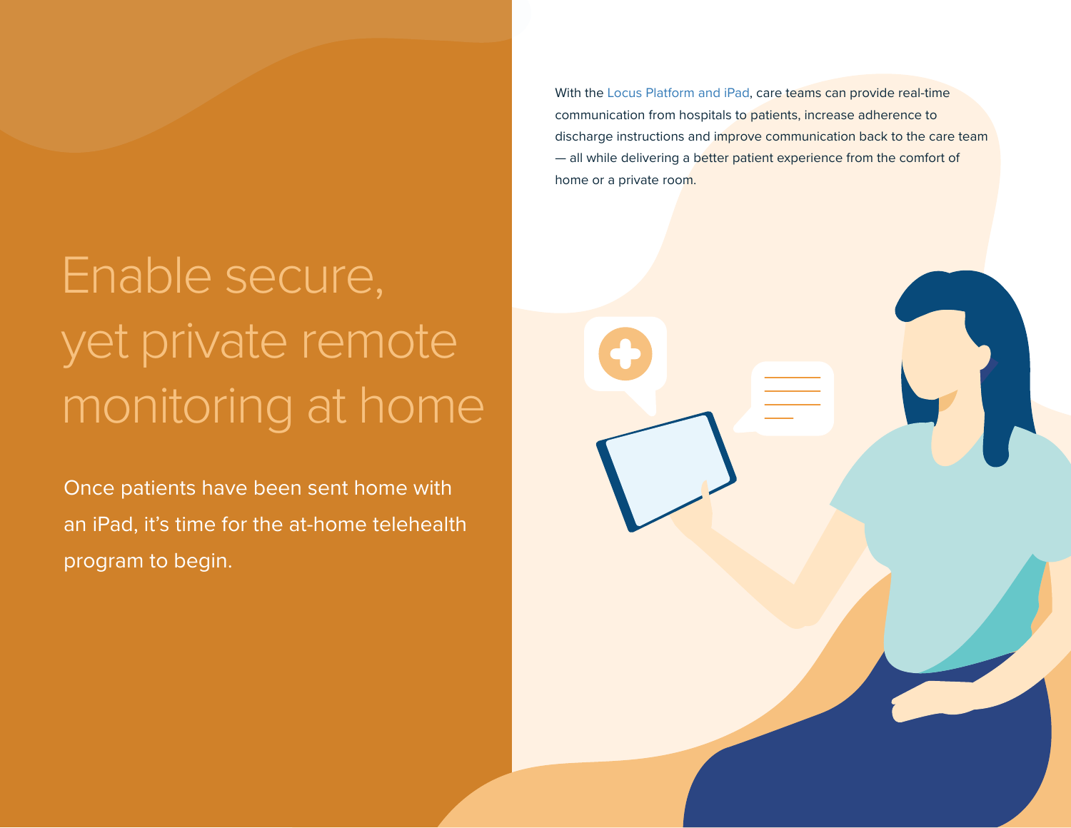# Enable secure, yet private remote monitoring at home

Once patients have been sent home with an iPad, it's time for the at-home telehealth program to begin.

With the Locus Platform and iPad, care teams can provide real-time communication from hospitals to patients, increase adherence to discharge instructions and improve communication back to the care team — all while delivering a better patient experience from the comfort of home or a private room.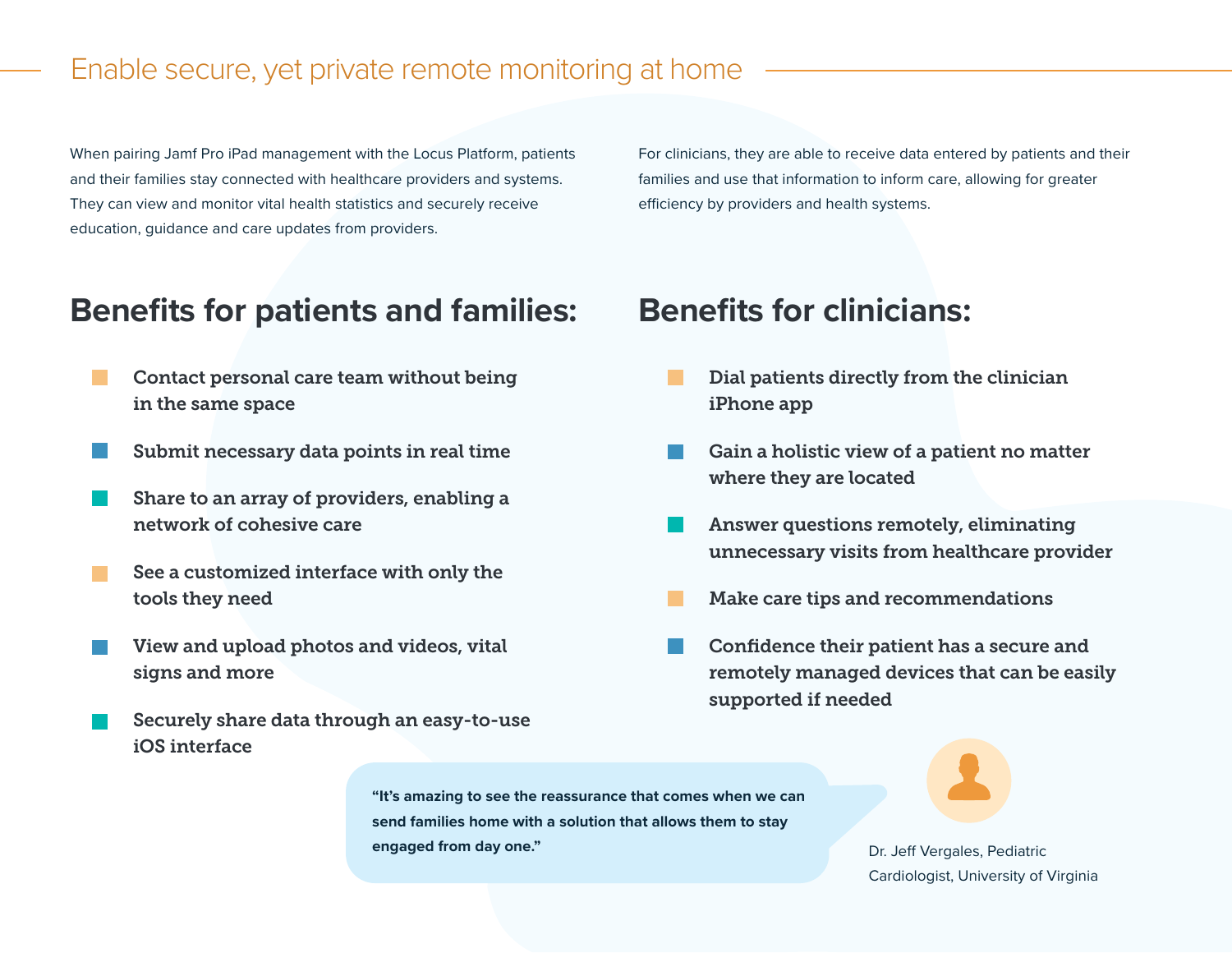## Enable secure, yet private remote monitoring at home

When pairing Jamf Pro iPad management with the Locus Platform, patients and their families stay connected with healthcare providers and systems. They can view and monitor vital health statistics and securely receive education, guidance and care updates from providers.

For clinicians, they are able to receive data entered by patients and their families and use that information to inform care, allowing for greater efficiency by providers and health systems.

### Benefits for patients and families:

- Contact personal care team without being in the same space
- Submit necessary data points in real time
- Share to an array of providers, enabling a network of cohesive care
- See a customized interface with only the tools they need
- View and upload photos and videos, vital signs and more
- Securely share data through an easy-to-use iOS interface

### Benefits for clinicians:

- Dial patients directly from the clinician iPhone app
- Gain a holistic view of a patient no matter where they are located
- Answer questions remotely, eliminating unnecessary visits from healthcare provider
- Make care tips and recommendations
- Confidence their patient has a secure and remotely managed devices that can be easily supported if needed

**"It's amazing to see the reassurance that comes when we can send families home with a solution that allows them to stay engaged from day one."**

Dr. Jeff Vergales, Pediatric Cardiologist, University of Virginia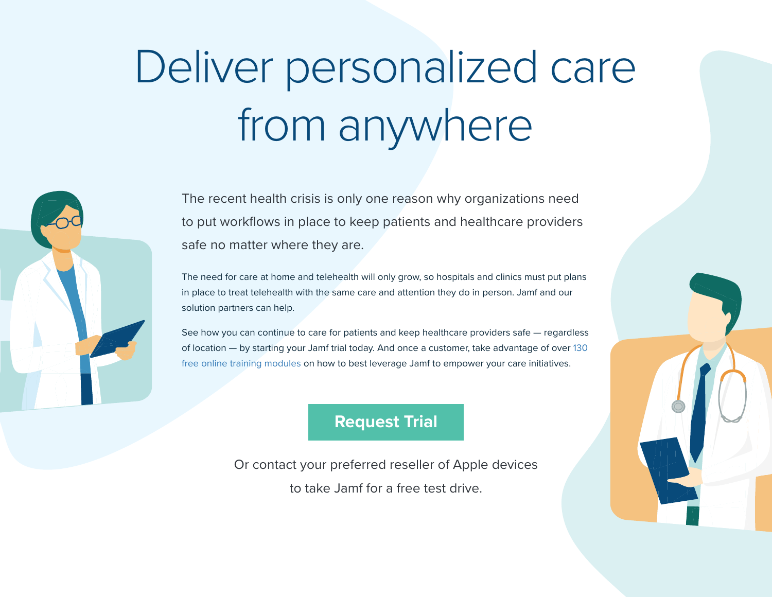# Deliver personalized care from anywhere

The recent health crisis is only one reason why organizations need to put workflows in place to keep patients and healthcare providers safe no matter where they are.

The need for care at home and telehealth will only grow, so hospitals and clinics must put plans in place to treat telehealth with the same care and attention they do in person. Jamf and our solution partners can help.

See how you can continue to care for patients and keep healthcare providers safe — regardless of location — by starting your Jamf trial today. And once a customer, take advantage of over 130 free online training modules on how to best leverage Jamf to empower your care initiatives.

**Request Trial**

Or contact your preferred reseller of Apple devices to take Jamf for a free test drive.